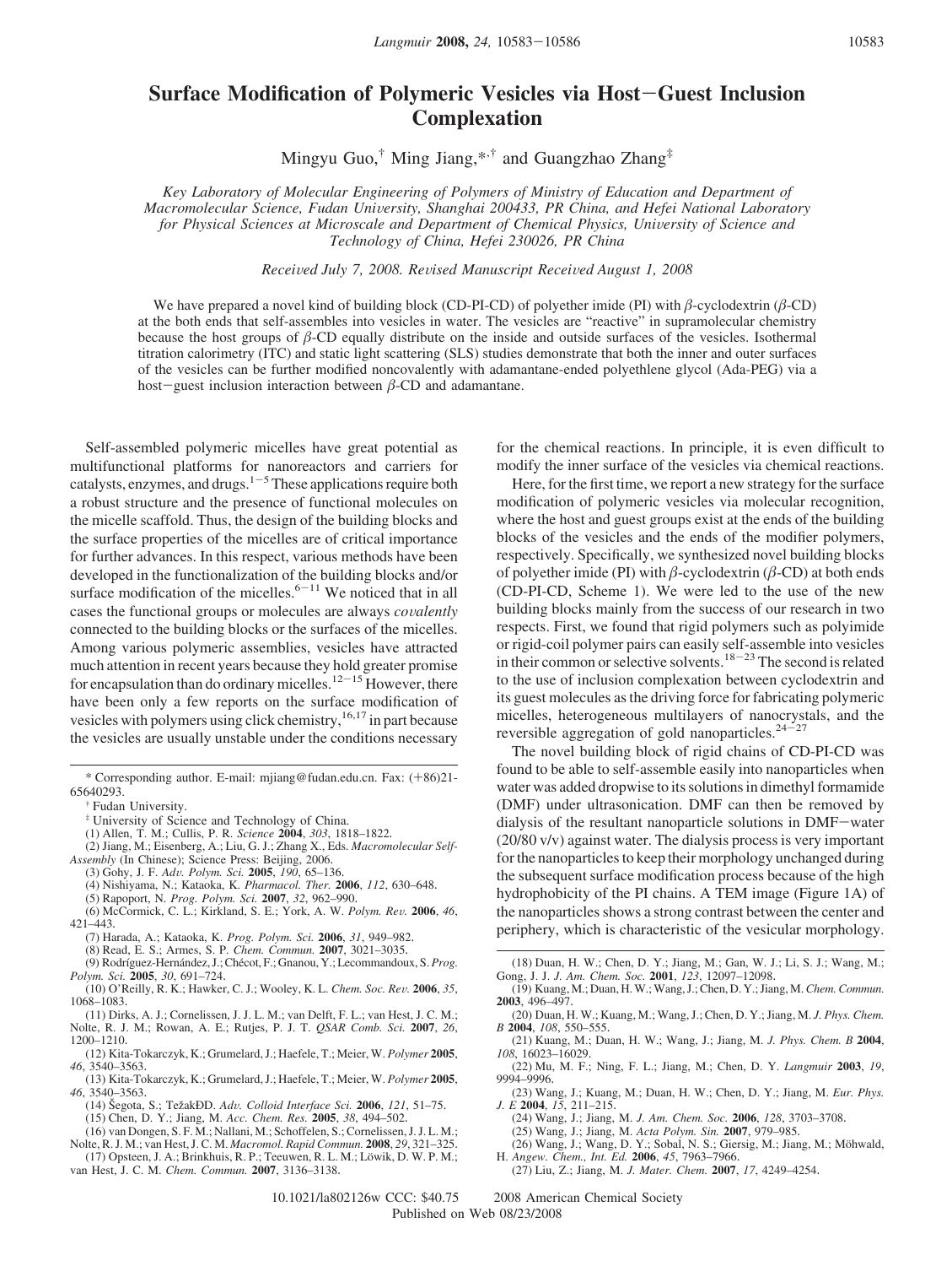# Surface Modification of Polymeric Vesicles via Host−Guest Inclusion Complexation

Mingyu Guo,[†] Ming Jiang,[*,†] and Guangzhao Zhang[‡]

*Key Laboratory of Molecular Engineering of Polymers of Ministry of Education and Department of Macromolecular Science, Fudan University, Shanghai 200433, PR China, and Hefei National Laboratory for Physical Sciences at Microscale and Department of Chemical Physics, University of Science and Technology of China, Hefei 230026, PR China*

*Received July 7, 2008. Revised Manuscript Received August 1, 2008*

We have prepared a novel kind of building block (CD-PI-CD) of polyether imide (PI) with β-cyclodextrin (β-CD) at the both ends that self-assembles into vesicles in water. The vesicles are "reactive" in supramolecular chemistry because the host groups of β-CD equally distribute on the inside and outside surfaces of the vesicles. Isothermal titration calorimetry (ITC) and static light scattering (SLS) studies demonstrate that both the inner and outer surfaces of the vesicles can be further modified noncovalently with adamantane-ended polyethlene glycol (Ada-PEG) via a host−guest inclusion interaction between β-CD and adamantane.

Self-assembled polymeric micelles have great potential as multifunctional platforms for nanoreactors and carriers for catalysts, enzymes, and drugs.[1−5] These applications require both a robust structure and the presence of functional molecules on the micelle scaffold. Thus, the design of the building blocks and the surface properties of the micelles are of critical importance for further advances. In this respect, various methods have been developed in the functionalization of the building blocks and/or surface modification of the micelles.[6−11] We noticed that in all cases the functional groups or molecules are always *covalently* connected to the building blocks or the surfaces of the micelles. Among various polymeric assemblies, vesicles have attracted much attention in recent years because they hold greater promise for encapsulation than do ordinary micelles.[12−15] However, there have been only a few reports on the surface modification of vesicles with polymers using click chemistry,[16,17] in part because the vesicles are usually unstable under the conditions necessary for the chemical reactions. In principle, it is even difficult to modify the inner surface of the vesicles via chemical reactions.

Here, for the first time, we report a new strategy for the surface modification of polymeric vesicles via molecular recognition, where the host and guest groups exist at the ends of the building blocks of the vesicles and the ends of the modifier polymers, respectively. Specifically, we synthesized novel building blocks of polymer imide (PI) with β-cyclodextrin (β-CD) at both ends (CD-PI-CD, Scheme 1). We were led to the use of the new building blocks mainly from the success of our research in two respects. First, we found that rigid polymers such as polyimide or rigid-coil polymer pairs can easily self-assemble into vesicles in their common or selective solvents.[18−23] The second is related to the use of inclusion complexation between cyclodextrin and its guest molecules as the driving force for fabricating polymeric micelles, heterogeneous multilayers of nanocrystals, and the reversible aggregation of gold nanoparticles.[24−27]

The novel building block of rigid chains of CD-PI-CD was found to be able to self-assemble easily into nanoparticles when water was added dropwise to its solutions in dimethyl formamide (DMF) under ultrasonication. DMF can then be removed by dialysis of the resultant nanoparticle solutions in DMF−water (20/80 v/v) against water. The dialysis process is very important for the nanoparticles to keep their morphology unchanged during the subsequent surface modification process because of the high hydrophobicity of the PI chains. A TEM image (Figure 1A) of the nanoparticles shows a strong contrast between the center and periphery, which is characteristic of the vesicular morphology.

\* Corresponding author. E-mail: mjiang@fudan.edu.cn. Fax: (+86)21-65640293.

† Fudan University.

‡ University of Science and Technology of China.

(1) Allen, T. M.; Cullis, P. R. *Science* **2004**, *303*, 1818–1822.
(2) Jiang, M.; Eisenberg, A.; Liu, G. J.; Zhang X., Eds. *Macromolecular Self-Assembly* (In Chinese); Science Press: Beijing, 2006.
(3) Gohy, J. F. *Adv. Polym. Sci.* **2005**, *190*, 65–136.
(4) Nishiyama, N.; Kataoka, K. *Pharmacol. Ther.* **2006**, *112*, 630–648.
(5) Rapoport, N. *Prog. Polym. Sci.* **2007**, *32*, 962–990.
(6) McCormick, C. L.; Kirkland, S. E.; York, A. W. *Polym. Rev.* **2006**, *46*, 421–443.
(7) Harada, A.; Kataoka, K. *Prog. Polym. Sci.* **2006**, *31*, 949–982.
(8) Read, E. S.; Armes, S. P. *Chem. Commun.* **2007**, 3021–3035.
(9) Rodríguez-Hernández, J.; Chécot, F.; Gnanou, Y.; Lecommandoux, S. *Prog. Polym. Sci.* **2005**, *30*, 691–724.
(10) O'Reilly, R. K.; Hawker, C. J.; Wooley, K. L. *Chem. Soc. Rev.* **2006**, *35*, 1068–1083.
(11) Dirks, A. J.; Cornelissen, J. J. L. M.; van Delft, F. L.; van Hest, J. C. M.; Nolte, R. J. M.; Rowan, A. E.; Rutjes, F. P. J. T. *QSAR Comb. Sci.* **2007**, *26*, 1200–1210.
(12) Kita-Tokarczyk, K.; Grumelard, J.; Haefele, T.; Meier, W. *Polymer* **2005**, *46*, 3540–3563.
(13) Kita-Tokarczyk, K.; Grumelard, J.; Haefele, T.; Meier, W. *Polymer* **2005**, *46*, 3540–3563.
(14) Šegota, S.; TežakĐD. *Adv. Colloid Interface Sci.* **2006**, *121*, 51–75.
(15) Chen, D. Y.; Jiang, M. *Acc. Chem. Res.* **2005**, *38*, 494–502.
(16) van Dongen, S. F. M.; Nallani, M.; Schoffelen, S.; Cornelissen, J. J. L. M.; Nolte, R. J. M.; van Hest, J. C. M. *Macromol. Rapid Commun.* **2008**, *29*, 321–325.
(17) Opsteen, J. A.; Brinkhuis, R. P.; Teeuwen, R. L. M.; Löwik, D. W. P. M.; van Hest, J. C. M. *Chem. Commun.* **2007**, 3136–3138.
(18) Duan, H. W.; Chen, D. Y.; Jiang, M.; Gan, W. J.; Li, S. J.; Wang, M.; Gong, J. J. *J. Am. Chem. Soc.* **2001**, *123*, 12097–12098.
(19) Kuang, M.; Duan, H. W.; Wang, J.; Chen, D. Y.; Jiang, M. *Chem. Commun.* **2003**, 496–497.
(20) Duan, H. W.; Kuang, M.; Wang, J.; Chen, D. Y.; Jiang, M. *J. Phys. Chem. B* **2004**, *108*, 550–555.
(21) Kuang, M.; Duan, H. W.; Wang, J.; Jiang, M. *J. Phys. Chem. B* **2004**, *108*, 16023–16029.
(22) Mu, M. F.; Ning, F. L.; Jiang, M.; Chen, D. Y. *Langmuir* **2003**, *19*, 9994–9996.
(23) Wang, J.; Kuang, M.; Duan, H. W.; Chen, D. Y.; Jiang, M. *Eur. Phys. J. E* **2004**, *15*, 211–215.
(24) Wang, J.; Jiang, M. *J. Am. Chem. Soc.* **2006**, *128*, 3703–3708.
(25) Wang, J.; Jiang, M. *Acta Polym. Sin.* **2007**, 979–985.
(26) Wang, J.; Wang, D. Y.; Sobal, N. S.; Giersig, M.; Jiang, M.; Möhwald, H. *Angew. Chem., Int. Ed.* **2006**, *45*, 7963–7966.
(27) Liu, Z.; Jiang, M. *J. Mater. Chem.* **2007**, *17*, 4249–4254.

10.1021/la802126w CCC: $40.75 © 2008 American Chemical Society
Published on Web 08/23/2008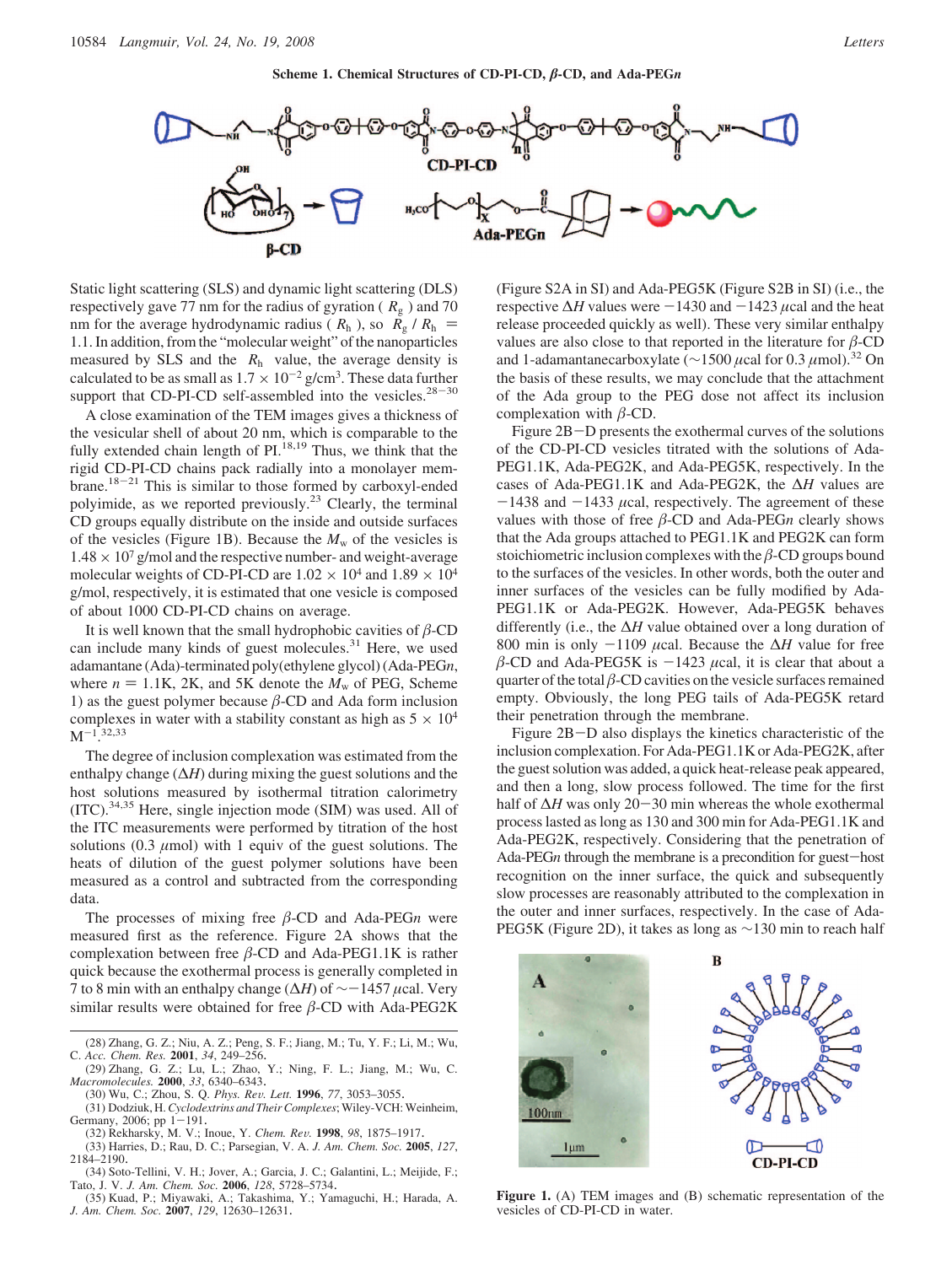**Scheme 1. Chemical Structures of CD-PI-CD, β-CD, and Ada-PEGn**

Static light scattering (SLS) and dynamic light scattering (DLS) respectively gave 77 nm for the radius of gyration ( $R_g$ ) and 70 nm for the average hydrodynamic radius ( $R_h$ ), so $R_g / R_h = 1.1$. In addition, from the "molecular weight" of the nanoparticles measured by SLS and $R_h$ value, the average density is calculated to be as small as $1.7 \times 10^{-2}$ g/cm$^3$. These data further support that CD-PI-CD self-assembled into the vesicles.[28-30]

A close examination of the TEM images gives a thickness of the vesicular shell of about 20 nm, which is comparable to the fully extended chain length of PI.[18,19] Thus, we think that the rigid CD-PI-CD chains pack radially into a monolayer membrane.[18-21] This is similar to those formed by carboxyl-ended polyimide, as we reported previously.[23] Clearly, the terminal CD groups equally distribute on the inside and outside surfaces of the vesicles (Figure 1B). Because the $M_w$ of the vesicles is $1.48 \times 10^7$ g/mol and the respective number- and weight-average molecular weights of CD-PI-CD are $1.02 \times 10^4$ and $1.89 \times 10^4$ g/mol, respectively, it is estimated that one vesicle is composed of about 1000 CD-PI-CD chains on average.

It is well known that the small hydrophobic cavities of β-CD can include many kinds of guest molecules.[31] Here, we used adamantane (Ada)-terminated poly(ethylene glycol) (Ada-PEG$n$, where $n$ = 1.1K, 2K, and 5K denote the $M_w$ of PEG, Scheme 1) as the guest polymer because β-CD and Ada form inclusion complexes in water with a stability constant as high as $5 \times 10^4$ M$^{-1}$.[32,33]

The degree of inclusion complexation was estimated from the enthalpy change ($\Delta H$) during mixing the guest solutions and the host solutions measured by isothermal titration calorimetry (ITC).[34,35] Here, single injection mode (SIM) was used. All of the ITC measurements were performed by titration of the host solutions (0.3 μmol) with 1 equiv of the guest solutions. The heats of dilution of the guest polymer solutions have been measured as a control and subtracted from the corresponding data.

The processes of mixing free β-CD and Ada-PEG$n$ were measured first as the reference. Figure 2A shows that the complexation between free β-CD and Ada-PEG1.1K is rather quick because the exothermal process is generally completed in 7 to 8 min with an enthalpy change ($\Delta H$) of ∼−1457 μcal. Very similar results were obtained for free β-CD with Ada-PEG2K (Figure S2A in SI) and Ada-PEG5K (Figure S2B in SI) (i.e., the respective $\Delta H$ values were −1430 and −1423 μcal and the heat release proceeded quickly as well). These very similar enthalpy values are also close to that reported in the literature for β-CD and 1-adamantanecarboxylate (∼1500 μcal for 0.3 μmol).[32] On the basis of these results, we may conclude that the attachment of the Ada group to the PEG dose not affect its inclusion complexation with β-CD.

Figure 2B−D presents the exothermal curves of the solutions of the CD-PI-CD vesicles titrated with the solutions of Ada-PEG1.1K, Ada-PEG2K, and Ada-PEG5K, respectively. In the cases of Ada-PEG1.1K and Ada-PEG2K, the $\Delta H$ values are −1438 and −1433 μcal, respectively. The agreement of these values with those of free β-CD and Ada-PEG$n$ clearly shows that the Ada groups attached to PEG1.1K and PEG2K can form stoichiometric inclusion complexes with the β-CD groups bound to the surfaces of the vesicles. In other words, both the outer and inner surfaces of the vesicles can be fully modified by Ada-PEG1.1K or Ada-PEG2K. However, Ada-PEG5K behaves differently (i.e., the $\Delta H$ value obtained over a long duration of 800 min is only −1109 μcal. Because the $\Delta H$ value for free β-CD and Ada-PEG5K is −1423 μcal, it is clear that about a quarter of the total β-CD cavities on the vesicle surfaces remained empty. Obviously, the long PEG tails of Ada-PEG5K retard their penetration through the membrane.

Figure 2B−D also displays the kinetics characteristic of the inclusion complexation. For Ada-PEG1.1K or Ada-PEG2K, after the guest solution was added, a quick heat-release peak appeared, and then a long, slow process followed. The time for the first half of $\Delta H$ was only 20−30 min whereas the whole exothermal process lasted as long as 130 and 300 min for Ada-PEG1.1K and Ada-PEG2K, respectively. Considering that the penetration of Ada-PEG$n$ through the membrane is a precondition for guest−host recognition on the inner surface, the quick and subsequently slow processes are reasonably attributed to the complexation in the outer and inner surfaces, respectively. In the case of Ada-PEG5K (Figure 2D), it takes as long as ∼130 min to reach half

**Figure 1.** (A) TEM images and (B) schematic representation of the vesicles of CD-PI-CD in water.

(28) Zhang, G. Z.; Niu, A. Z.; Peng, S. F.; Jiang, M.; Tu, Y. F.; Li, M.; Wu, C. *Acc. Chem. Res.* **2001**, *34*, 249–256.
(29) Zhang, G. Z.; Lu, L.; Zhao, Y.; Ning, F. L.; Jiang, M.; Wu, C. *Macromolecules.* **2000**, *33*, 6340–6343.
(30) Wu, C.; Zhou, S. Q. *Phys. Rev. Lett.* **1996**, *77*, 3053–3055.
(31) Dodziuk, H. *Cyclodextrins and Their Complexes*; Wiley-VCH: Weinheim, Germany, 2006; pp 1−191.
(32) Rekharsky, M. V.; Inoue, Y. *Chem. Rev.* **1998**, *98*, 1875–1917.
(33) Harries, D.; Rau, D. C.; Parsegian, V. A. *J. Am. Chem. Soc.* **2005**, *127*, 2184–2190.
(34) Soto-Tellini, V. H.; Jover, A.; Garcia, J. C.; Galantini, L.; Meijide, F.; Tato, J. V. *J. Am. Chem. Soc.* **2006**, *128*, 5728–5734.
(35) Kuad, P.; Miyawaki, A.; Takashima, Y.; Yamaguchi, H.; Harada, A. *J. Am. Chem. Soc.* **2007**, *129*, 12630–12631.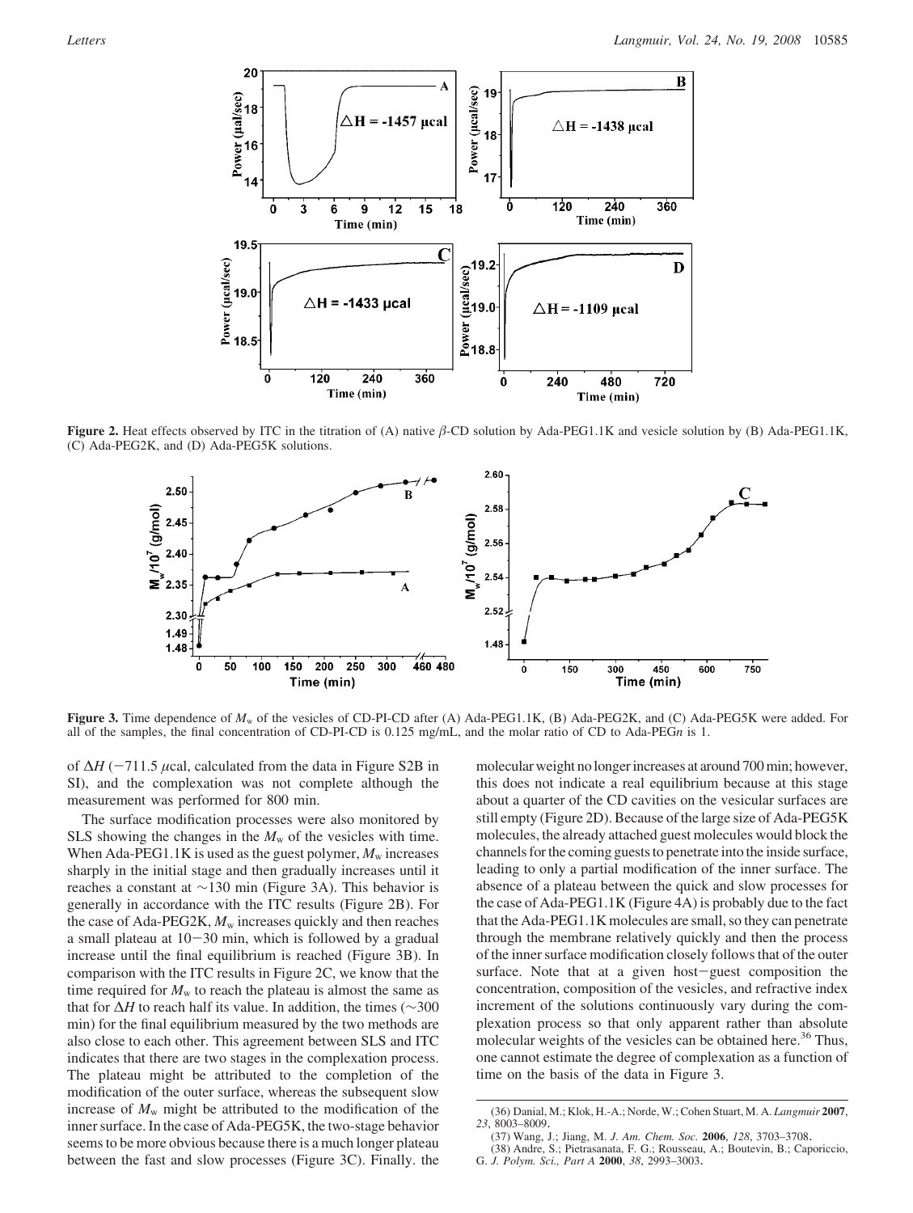Figure 2. Heat effects observed by ITC in the titration of (A) native β-CD solution by Ada-PEG1.1K and vesicle solution by (B) Ada-PEG1.1K, (C) Ada-PEG2K, and (D) Ada-PEG5K solutions.

Figure 3. Time dependence of $M_w$ of the vesicles of CD-PI-CD after (A) Ada-PEG1.1K, (B) Ada-PEG2K, and (C) Ada-PEG5K were added. For all of the samples, the final concentration of CD-PI-CD is 0.125 mg/mL, and the molar ratio of CD to Ada-PEG*n* is 1.

of $\Delta H$ (−711.5 μcal, calculated from the data in Figure S2B in SI), and the complexation was not complete although the measurement was performed for 800 min.

The surface modification processes were also monitored by SLS showing the changes in the $M_w$ of the vesicles with time. When Ada-PEG1.1K is used as the guest polymer, $M_w$ increases sharply in the initial stage and then gradually increases until it reaches a constant at ~130 min (Figure 3A). This behavior is generally in accordance with the ITC results (Figure 2B). For the case of Ada-PEG2K, $M_w$ increases quickly and then reaches a small plateau at 10−30 min, which is followed by a gradual increase until the final equilibrium is reached (Figure 3B). In comparison with the ITC results in Figure 2C, we know that the time required for $M_w$ to reach the plateau is almost the same as that for $\Delta H$ to reach half its value. In addition, the times (~300 min) for the final equilibrium measured by the two methods are also close to each other. This agreement between SLS and ITC indicates that there are two stages in the complexation process. The plateau might be attributed to the completion of the modification of the outer surface, whereas the subsequent slow increase of $M_w$ might be attributed to the modification of the inner surface. In the case of Ada-PEG5K, the two-stage behavior seems to be more obvious because there is a much longer plateau between the fast and slow processes (Figure 3C). Finally. the molecular weight no longer increases at around 700 min; however, this does not indicate a real equilibrium because at this stage about a quarter of the CD cavities on the vesicular surfaces are still empty (Figure 2D). Because of the large size of Ada-PEG5K molecules, the already attached guest molecules would block the channels for the coming guests to penetrate into the inside surface, leading to only a partial modification of the inner surface. The absence of a plateau between the quick and slow processes for the case of Ada-PEG1.1K (Figure 4A) is probably due to the fact that the Ada-PEG1.1K molecules are small, so they can penetrate through the membrane relatively quickly and then the process of the inner surface modification closely follows that of the outer surface. Note that at a given host−guest composition the concentration, composition of the vesicles, and refractive index increment of the solutions continuously vary during the complexation process so that only apparent rather than absolute molecular weights of the vesicles can be obtained here.[36] Thus, one cannot estimate the degree of complexation as a function of time on the basis of the data in Figure 3.

(36) Danial, M.; Klok, H.-A.; Norde, W.; Cohen Stuart, M. A. *Langmuir* **2007**, *23*, 8003–8009.

(37) Wang, J.; Jiang, M. *J. Am. Chem. Soc.* **2006**, *128*, 3703–3708.

(38) Andre, S.; Pietrasanata, F. G.; Rousseau, A.; Boutevin, B.; Caporiccio, G. *J. Polym. Sci., Part A* **2000**, *38*, 2993–3003.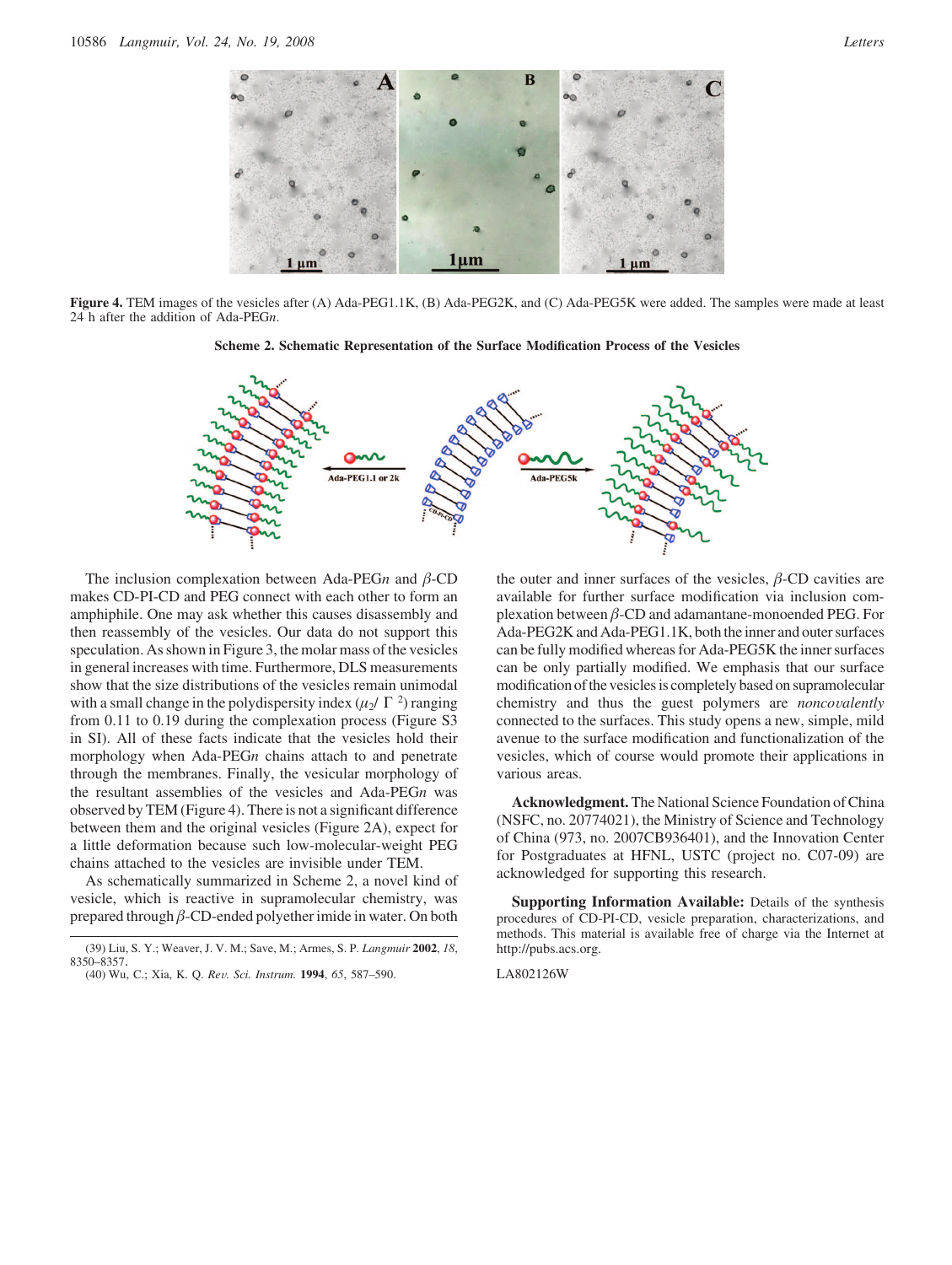A

B

C

1 μm

1μm

1 μm

**Figure 4.** TEM images of the vesicles after (A) Ada-PEG1.1K, (B) Ada-PEG2K, and (C) Ada-PEG5K were added. The samples were made at least 24 h after the addition of Ada-PEG*n*.

**Scheme 2. Schematic Representation of the Surface Modification Process of the Vesicles**

Ada-PEG1.1 or 2k

Ada-PEG5k

CD-PI-CD

The inclusion complexation between Ada-PEG*n* and β-CD makes CD-PI-CD and PEG connect with each other to form an amphiphile. One may ask whether this causes disassembly and then reassembly of the vesicles. Our data do not support this speculation. As shown in Figure 3, the molar mass of the vesicles in general increases with time. Furthermore, DLS measurements show that the size distributions of the vesicles remain unimodal with a small change in the polydispersity index ($\mu_2/\Gamma^2$) ranging from 0.11 to 0.19 during the complexation process (Figure S3 in SI). All of these facts indicate that the vesicles hold their morphology when Ada-PEG*n* chains attach to and penetrate through the membranes. Finally, the vesicular morphology of the resultant assemblies of the vesicles and Ada-PEG*n* was observed by TEM (Figure 4). There is not a significant difference between them and the original vesicles (Figure 2A), expect for a little deformation because such low-molecular-weight PEG chains attached to the vesicles are invisible under TEM.

As schematically summarized in Scheme 2, a novel kind of vesicle, which is reactive in supramolecular chemistry, was prepared through β-CD-ended polyether imide in water. On both the outer and inner surfaces of the vesicles, β-CD cavities are available for further surface modification via inclusion complexation between β-CD and adamantane-monoended PEG. For Ada-PEG2K and Ada-PEG1.1K, both the inner and outer surfaces can be fully modified whereas for Ada-PEG5K the inner surfaces can be only partially modified. We emphasis that our surface modification of the vesicles is completely based on supramolecular chemistry and thus the guest polymers are *noncovalently* connected to the surfaces. This study opens a new, simple, mild avenue to the surface modification and functionalization of the vesicles, which of course would promote their applications in various areas.

**Acknowledgment.** The National Science Foundation of China (NSFC, no. 20774021), the Ministry of Science and Technology of China (973, no. 2007CB936401), and the Innovation Center for Postgraduates at HFNL, USTC (project no. C07-09) are acknowledged for supporting this research.

**Supporting Information Available:** Details of the synthesis procedures of CD-PI-CD, vesicle preparation, characterizations, and methods. This material is available free of charge via the Internet at http://pubs.acs.org.

LA802126W

(39) Liu, S. Y.; Weaver, J. V. M.; Save, M.; Armes, S. P. *Langmuir* **2002**, *18*, 8350–8357.

(40) Wu, C.; Xia, K. Q. *Rev. Sci. Instrum.* **1994**, *65*, 587–590.